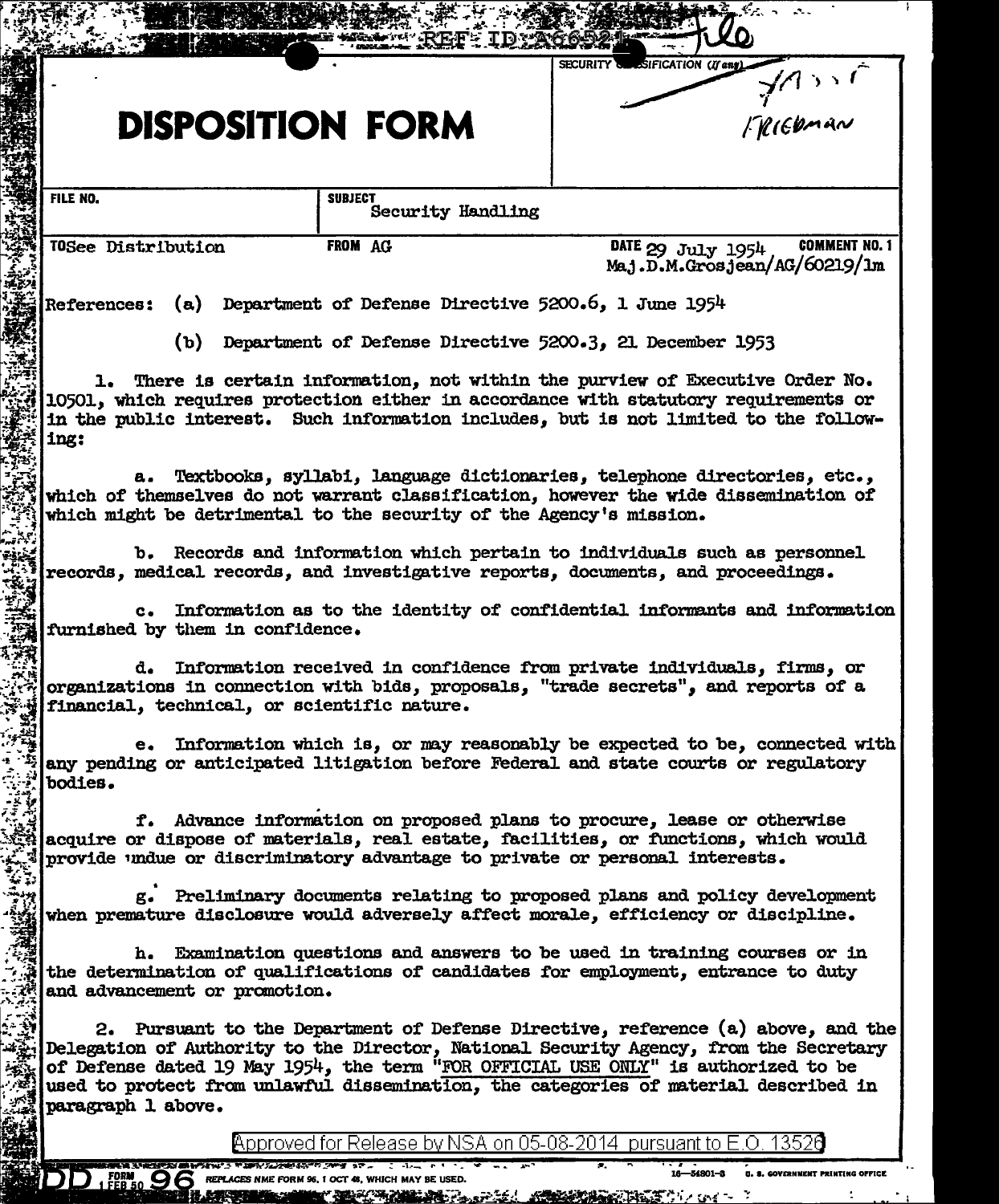REF ID:A66521

SECURITY CLASSIFICATION (If any)

# DISPOSITION FORM

Friedman

| FILE NO. | SUBJECT Security Handling | |
|---|---|---|
| TO See Distribution | FROM AG | DATE 29 July 1954 COMMENT NO. 1 Maj.D.M.Grosjean/AG/60219/lm |

References: (a) Department of Defense Directive 5200.6, 1 June 1954

(b) Department of Defense Directive 5200.3, 21 December 1953

1. There is certain information, not within the purview of Executive Order No. 10501, which requires protection either in accordance with statutory requirements or in the public interest. Such information includes, but is not limited to the following:

a. Textbooks, syllabi, language dictionaries, telephone directories, etc., which of themselves do not warrant classification, however the wide dissemination of which might be detrimental to the security of the Agency's mission.

b. Records and information which pertain to individuals such as personnel records, medical records, and investigative reports, documents, and proceedings.

c. Information as to the identity of confidential informants and information furnished by them in confidence.

d. Information received in confidence from private individuals, firms, or organizations in connection with bids, proposals, "trade secrets", and reports of a financial, technical, or scientific nature.

e. Information which is, or may reasonably be expected to be, connected with any pending or anticipated litigation before Federal and state courts or regulatory bodies.

f. Advance information on proposed plans to procure, lease or otherwise acquire or dispose of materials, real estate, facilities, or functions, which would provide undue or discriminatory advantage to private or personal interests.

g. Preliminary documents relating to proposed plans and policy development when premature disclosure would adversely affect morale, efficiency or discipline.

h. Examination questions and answers to be used in training courses or in the determination of qualifications of candidates for employment, entrance to duty and advancement or promotion.

2. Pursuant to the Department of Defense Directive, reference (a) above, and the Delegation of Authority to the Director, National Security Agency, from the Secretary of Defense dated 19 May 1954, the term "FOR OFFICIAL USE ONLY" is authorized to be used to protect from unlawful dissemination, the categories of material described in paragraph 1 above.

Approved for Release by NSA on 05-08-2014 pursuant to E.O. 13526

DD FORM 96 1 FEB 50 REPLACES NME FORM 96, 1 OCT 48, WHICH MAY BE USED. 16—54801-3 U. S. GOVERNMENT PRINTING OFFICE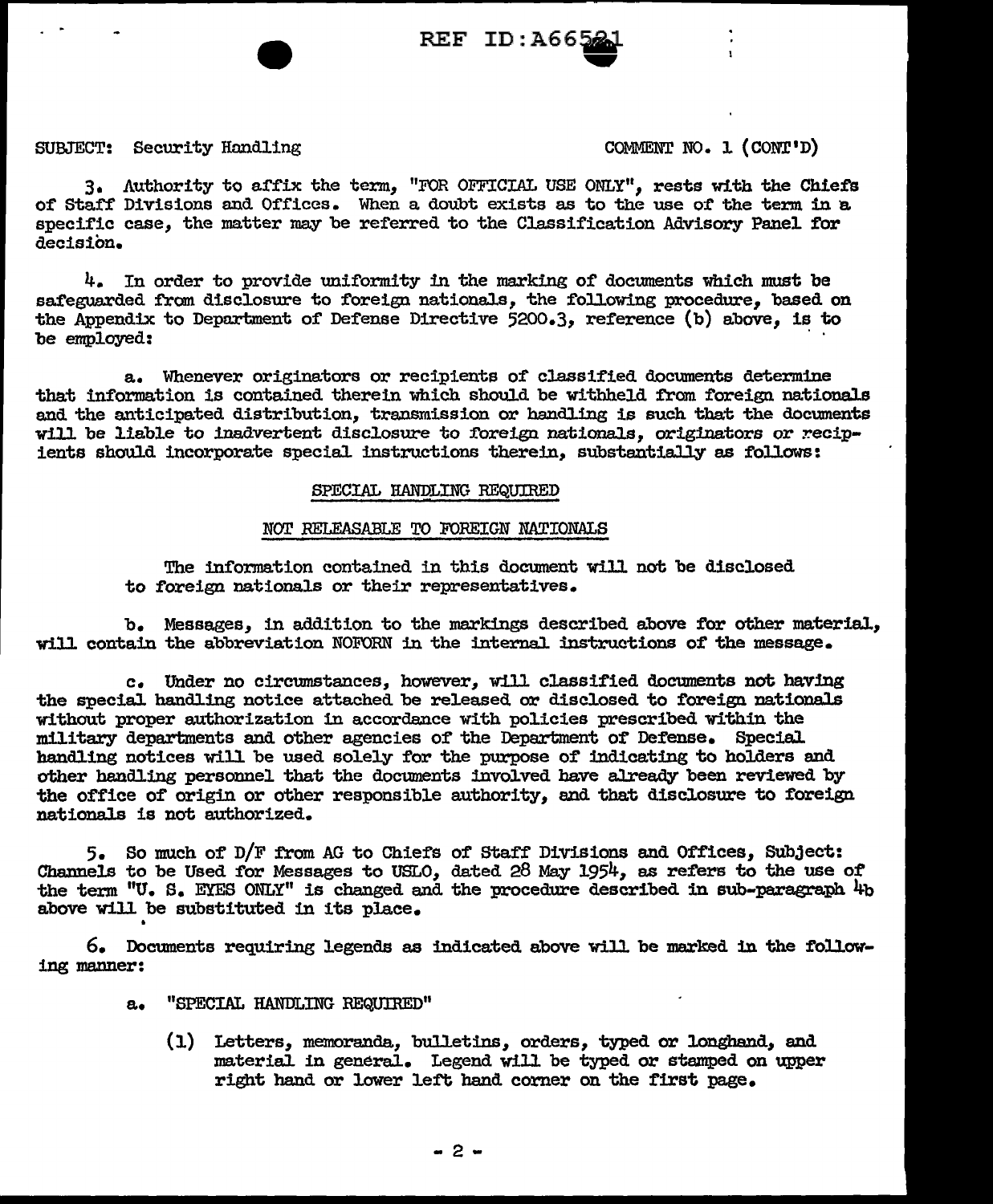SUBJECT: Security Handling COMMENT NO. 1 (CONT'D)

3. Authority to affix the term, "FOR OFFICIAL USE ONLY", rests with the Chiefs of Staff Divisions and Offices. When a doubt exists as to the use of the term in a specific case, the matter may be referred to the Classification Advisory Panel for decision.

4. In order to provide uniformity in the marking of documents which must be safeguarded from disclosure to foreign nationals, the following procedure, based on the Appendix to Department of Defense Directive 5200.3, reference (b) above, is to be employed:

a. Whenever originators or recipients of classified documents determine that information is contained therein which should be withheld from foreign nationals and the anticipated distribution, transmission or handling is such that the documents will be liable to inadvertent disclosure to foreign nationals, originators or recipients should incorporate special instructions therein, substantially as follows:

SPECIAL HANDLING REQUIRED

NOT RELEASABLE TO FOREIGN NATIONALS

The information contained in this document will not be disclosed to foreign nationals or their representatives.

b. Messages, in addition to the markings described above for other material, will contain the abbreviation NOFORN in the internal instructions of the message.

c. Under no circumstances, however, will classified documents not having the special handling notice attached be released or disclosed to foreign nationals without proper authorization in accordance with policies prescribed within the military departments and other agencies of the Department of Defense. Special handling notices will be used solely for the purpose of indicating to holders and other handling personnel that the documents involved have already been reviewed by the office of origin or other responsible authority, and that disclosure to foreign nationals is not authorized.

5. So much of D/F from AG to Chiefs of Staff Divisions and Offices, Subject: Channels to be Used for Messages to USLO, dated 28 May 1954, as refers to the use of the term "U. S. EYES ONLY" is changed and the procedure described in sub-paragraph 4b above will be substituted in its place.

6. Documents requiring legends as indicated above will be marked in the following manner:

a. "SPECIAL HANDLING REQUIRED"

(1) Letters, memoranda, bulletins, orders, typed or longhand, and material in general. Legend will be typed or stamped on upper right hand or lower left hand corner on the first page.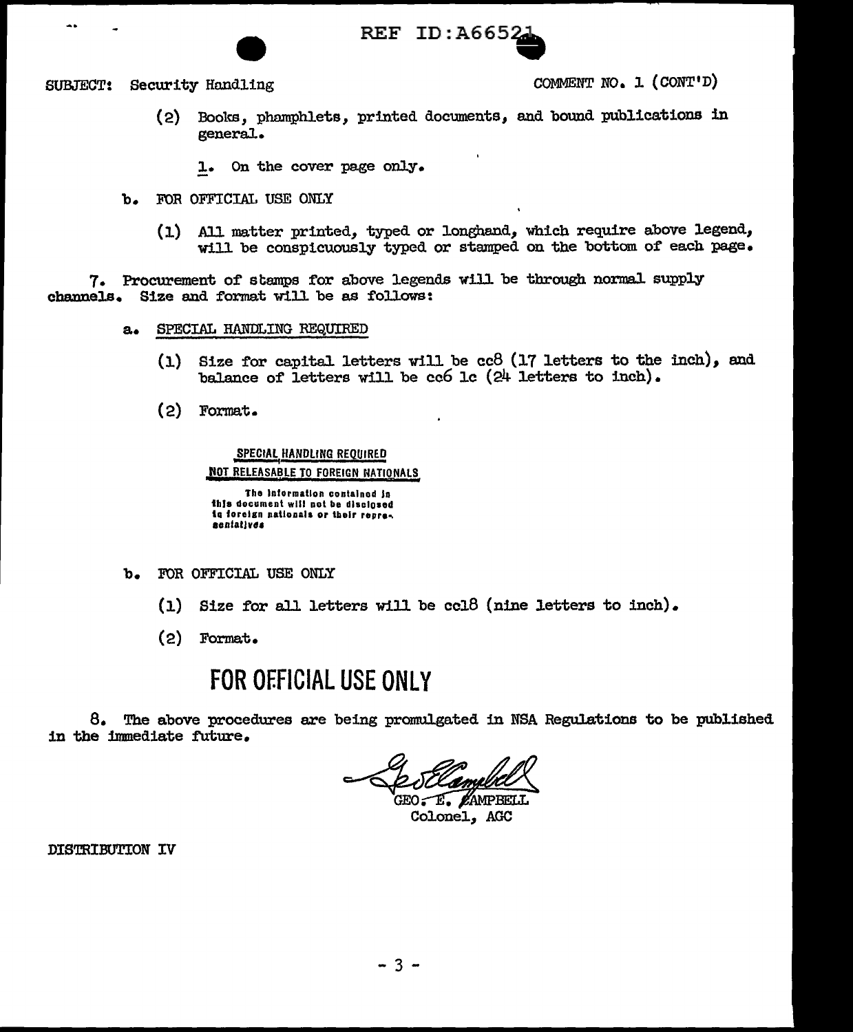SUBJECT: Security Handling COMMENT NO. 1 (CONT'D)

(2) Books, phamphlets, printed documents, and bound publications in general.

1. On the cover page only.

b. FOR OFFICIAL USE ONLY

(1) All matter printed, typed or longhand, which require above legend, will be conspicuously typed or stamped on the bottom of each page.

7. Procurement of stamps for above legends will be through normal supply channels. Size and format will be as follows:

a. SPECIAL HANDLING REQUIRED

(1) Size for capital letters will be cc8 (17 letters to the inch), and balance of letters will be cc6 lc (24 letters to inch).

(2) Format.

**SPECIAL HANDLING REQUIRED**
**NOT RELEASABLE TO FOREIGN NATIONALS**

The information contained in this document will not be disclosed to foreign nationals or their representatives

b. FOR OFFICIAL USE ONLY

(1) Size for all letters will be ccl8 (nine letters to inch).

(2) Format.

# FOR OFFICIAL USE ONLY

8. The above procedures are being promulgated in NSA Regulations to be published in the immediate future.

GEO. E. CAMPBELL
Colonel, AGC

DISTRIBUTION IV